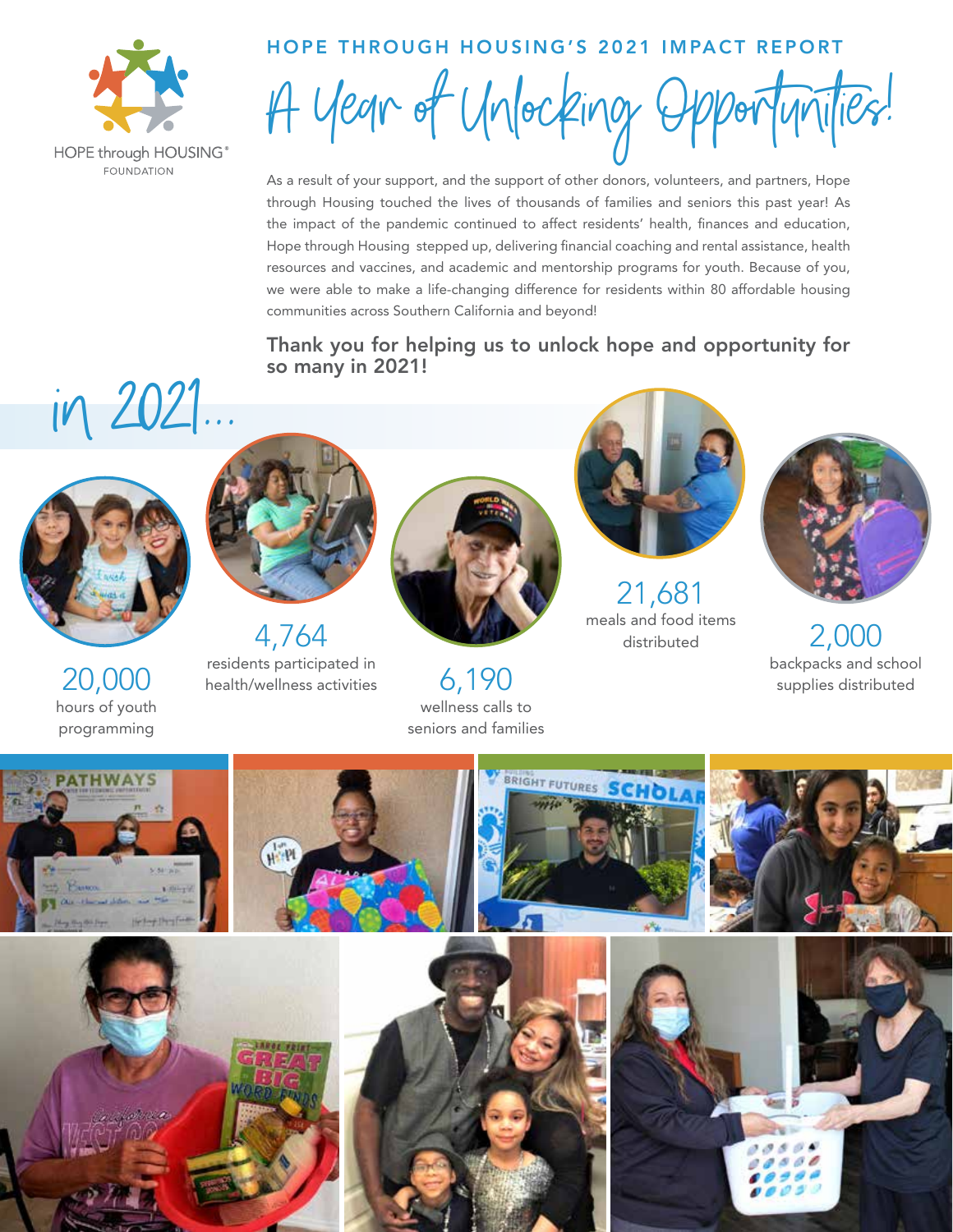HOPE through HOUSING®
FOUNDATION

## HOPE THROUGH HOUSING'S 2021 IMPACT REPORT

# A Year of Unlocking Opportunities!

As a result of your support, and the support of other donors, volunteers, and partners, Hope through Housing touched the lives of thousands of families and seniors this past year! As the impact of the pandemic continued to affect residents' health, finances and education, Hope through Housing stepped up, delivering financial coaching and rental assistance, health resources and vaccines, and academic and mentorship programs for youth. Because of you, we were able to make a life-changing difference for residents within 80 affordable housing communities across Southern California and beyond!

**Thank you for helping us to unlock hope and opportunity for so many in 2021!**

## in 2021...

**20,000**
hours of youth programming

**4,764**
residents participated in health/wellness activities

**6,190**
wellness calls to seniors and families

**21,681**
meals and food items distributed

**2,000**
backpacks and school supplies distributed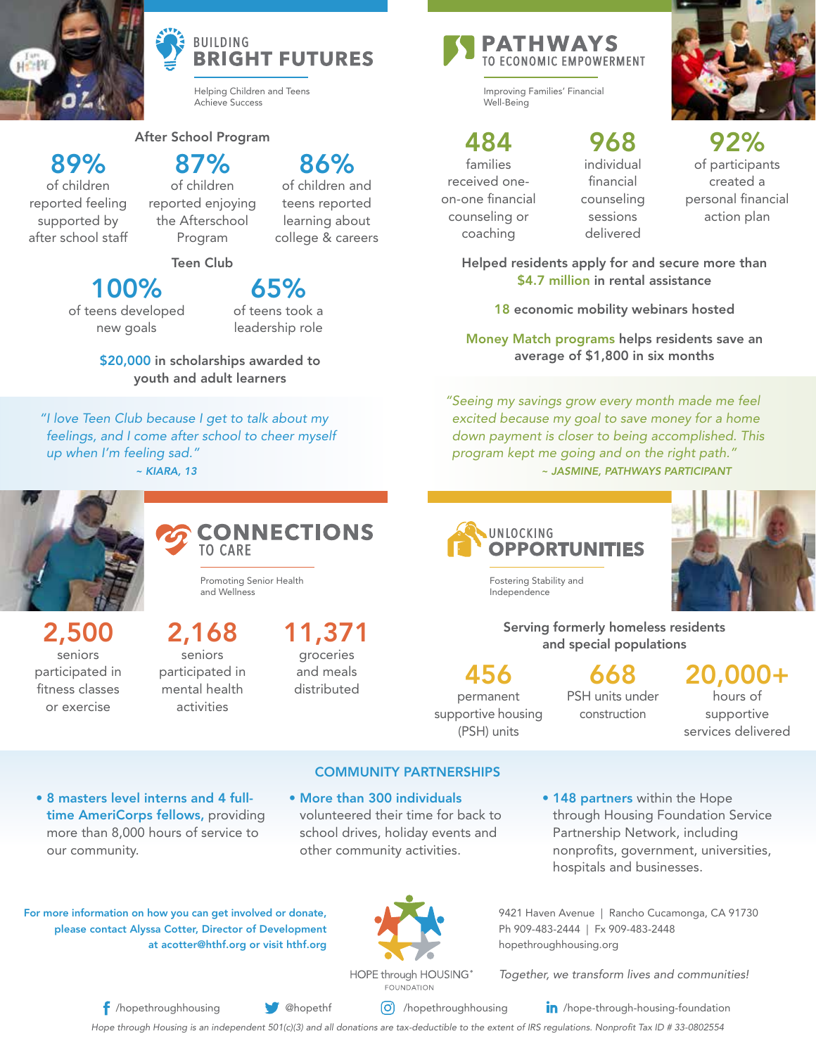## BUILDING BRIGHT FUTURES

Helping Children and Teens Achieve Success

### After School Program

**89%** of children reported feeling supported by after school staff

**87%** of children reported enjoying the Afterschool Program

**86%** of children and teens reported learning about college & careers

### Teen Club

**100%** of teens developed new goals

**65%** of teens took a leadership role

**$20,000** in scholarships awarded to youth and adult learners

*"I love Teen Club because I get to talk about my feelings, and I come after school to cheer myself up when I'm feeling sad."*
*~ KIARA, 13*

## PATHWAYS TO ECONOMIC EMPOWERMENT

Improving Families' Financial Well-Being

**484** families received one-on-one financial counseling or coaching

**968** individual financial counseling sessions delivered

**92%** of participants created a personal financial action plan

Helped residents apply for and secure more than **$4.7 million** in rental assistance

**18** economic mobility webinars hosted

**Money Match programs** helps residents save an average of $1,800 in six months

*"Seeing my savings grow every month made me feel excited because my goal to save money for a home down payment is closer to being accomplished. This program kept me going and on the right path."*
*~ JASMINE, PATHWAYS PARTICIPANT*

## CONNECTIONS TO CARE

Promoting Senior Health and Wellness

**2,500** seniors participated in fitness classes or exercise

**2,168** seniors participated in mental health activities

**11,371** groceries and meals distributed

## UNLOCKING OPPORTUNITIES

Fostering Stability and Independence

Serving formerly homeless residents and special populations

**456** permanent supportive housing (PSH) units

**668** PSH units under construction

**20,000+** hours of supportive services delivered

## COMMUNITY PARTNERSHIPS

- **8 masters level interns and 4 full-time AmeriCorps fellows,** providing more than 8,000 hours of service to our community.
- **More than 300 individuals** volunteered their time for back to school drives, holiday events and other community activities.
- **148 partners** within the Hope through Housing Foundation Service Partnership Network, including nonprofits, government, universities, hospitals and businesses.

For more information on how you can get involved or donate, please contact Alyssa Cotter, Director of Development at acotter@hthf.org or visit hthf.org

HOPE through HOUSING® FOUNDATION

9421 Haven Avenue | Rancho Cucamonga, CA 91730
Ph 909-483-2444 | Fx 909-483-2448
hopethroughhousing.org

*Together, we transform lives and communities!*

/hopethroughhousing | @hopethf | /hopethroughhousing | /hope-through-housing-foundation

*Hope through Housing is an independent 501(c)(3) and all donations are tax-deductible to the extent of IRS regulations. Nonprofit Tax ID # 33-0802554*